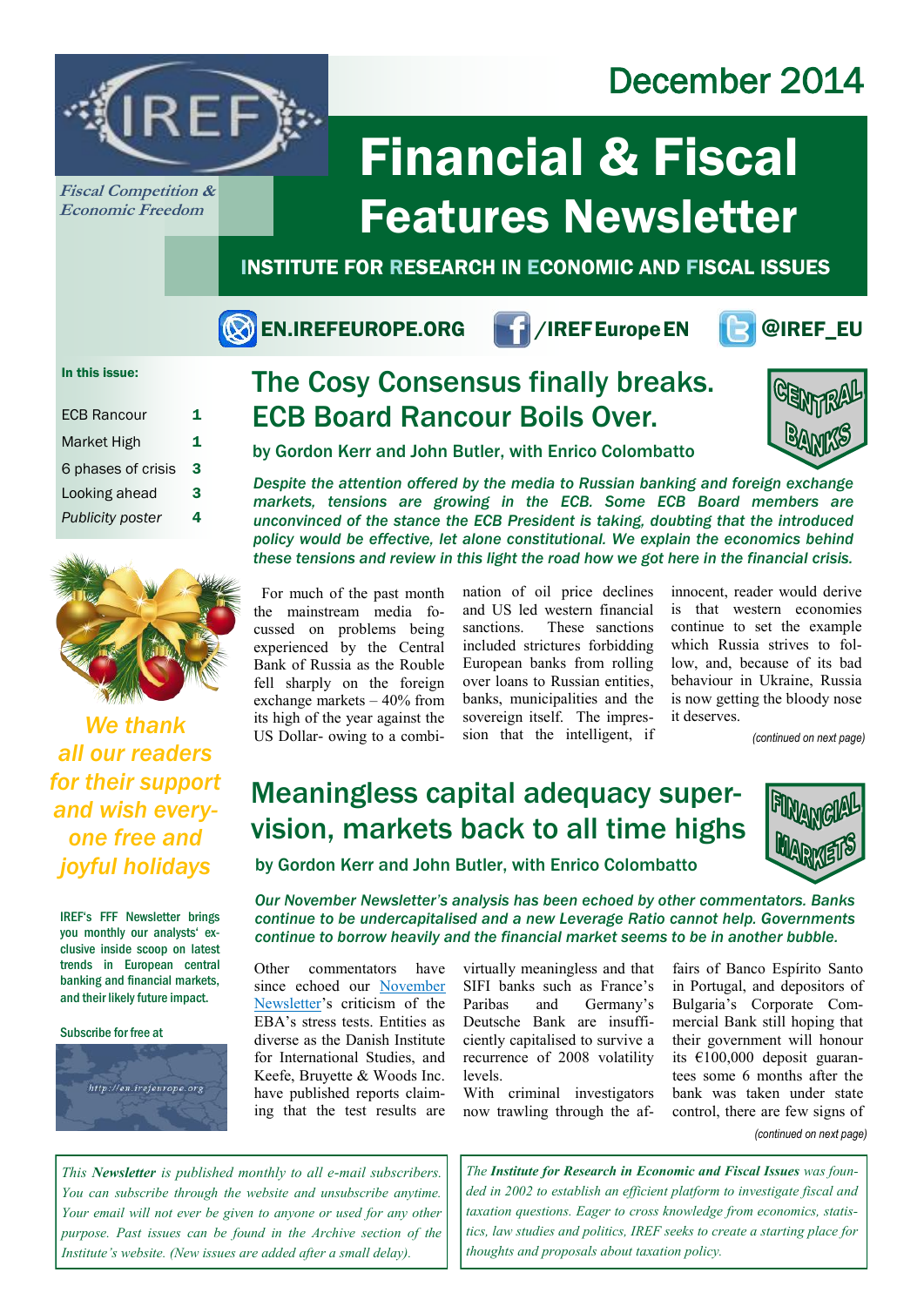December 2014

# Financial & Fiscal Features Newsletter

IREF — *Fiscal Competition & Economic Freedom*

**INSTITUTE FOR RESEARCH IN ECONOMIC AND FISCAL ISSUES**

EN.IREFEUROPE.ORG | /IREF Europe EN | @IREF_EU

**In this issue:**

| | |
|---|---|
| ECB Rancour | 1 |
| Market High | 1 |
| 6 phases of crisis | 3 |
| Looking ahead | 3 |
| *Publicity poster* | 4 |

*We thank all our readers for their support and wish everyone free and joyful holidays*

IREF's FFF Newsletter brings you monthly our analysts' exclusive inside scoop on latest trends in European central banking and financial markets, and their likely future impact.

Subscribe for free at

http://en.irefeurope.org

## The Cosy Consensus finally breaks. ECB Board Rancour Boils Over.

**by Gordon Kerr and John Butler, with Enrico Colombatto**

CENTRAL BANKS

***Despite the attention offered by the media to Russian banking and foreign exchange markets, tensions are growing in the ECB. Some ECB Board members are unconvinced of the stance the ECB President is taking, doubting that the introduced policy would be effective, let alone constitutional. We explain the economics behind these tensions and review in this light the road how we got here in the financial crisis.***

For much of the past month the mainstream media focussed on problems being experienced by the Central Bank of Russia as the Rouble fell sharply on the foreign exchange markets – 40% from its high of the year against the US Dollar- owing to a combination of oil price declines and US led western financial sanctions. These sanctions included strictures forbidding European banks from rolling over loans to Russian entities, banks, municipalities and the sovereign itself. The impression that the intelligent, if innocent, reader would derive is that western economies continue to set the example which Russia strives to follow, and, because of its bad behaviour in Ukraine, Russia is now getting the bloody nose it deserves.

*(continued on next page)*

## Meaningless capital adequacy supervision, markets back to all time highs

**by Gordon Kerr and John Butler, with Enrico Colombatto**

FINANCIAL MARKETS

***Our November Newsletter's analysis has been echoed by other commentators. Banks continue to be undercapitalised and a new Leverage Ratio cannot help. Governments continue to borrow heavily and the financial market seems to be in another bubble.***

Other commentators have since echoed our November Newsletter's criticism of the EBA's stress tests. Entities as diverse as the Danish Institute for International Studies, and Keefe, Bruyette & Woods Inc. have published reports claiming that the test results are virtually meaningless and that SIFI banks such as France's Paribas and Germany's Deutsche Bank are insufficiently capitalised to survive a recurrence of 2008 volatility levels. With criminal investigators now trawling through the affairs of Banco Espírito Santo in Portugal, and depositors of Bulgaria's Corporate Commercial Bank still hoping that their government will honour its €100,000 deposit guarantees some 6 months after the bank was taken under state control, there are few signs of

*(continued on next page)*

*This **Newsletter** is published monthly to all e-mail subscribers. You can subscribe through the website and unsubscribe anytime. Your email will not ever be given to anyone or used for any other purpose. Past issues can be found in the Archive section of the Institute's website. (New issues are added after a small delay).*

*The **Institute for Research in Economic and Fiscal Issues** was founded in 2002 to establish an efficient platform to investigate fiscal and taxation questions. Eager to cross knowledge from economics, statistics, law studies and politics, IREF seeks to create a starting place for thoughts and proposals about taxation policy.*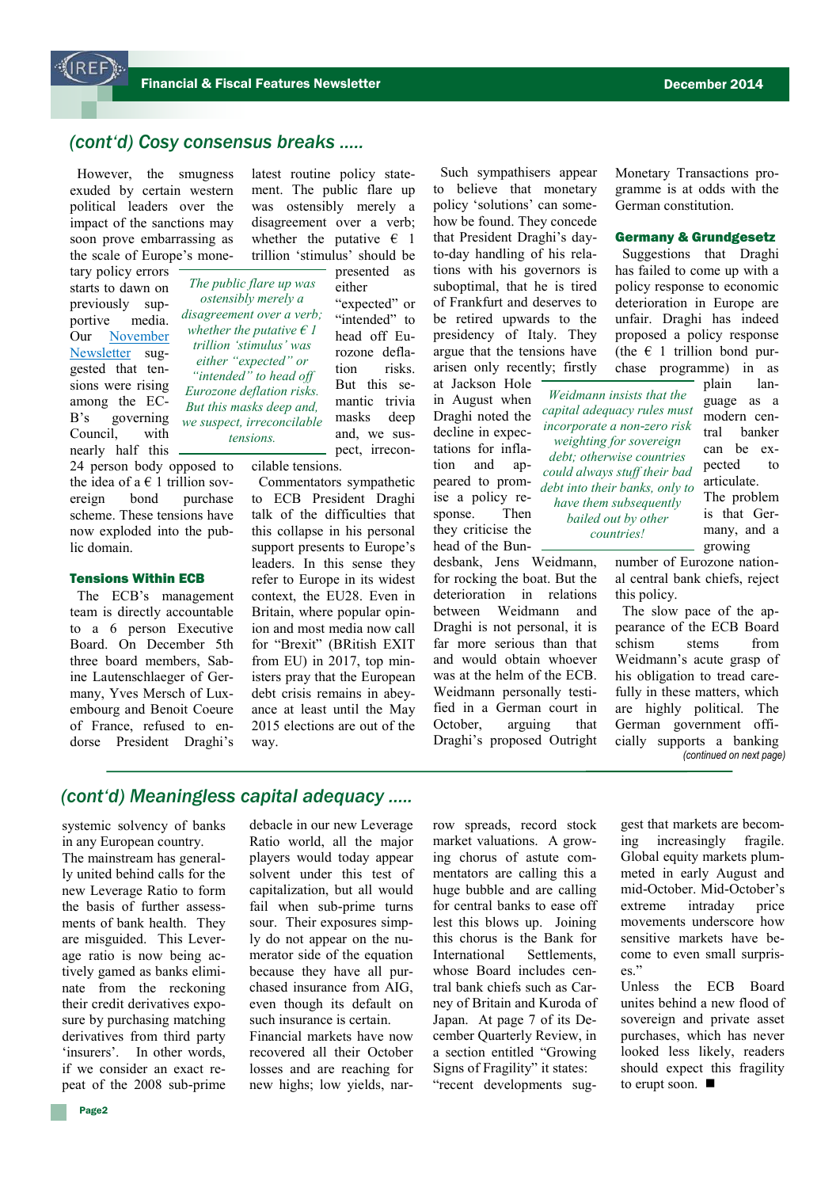## (cont'd) Cosy consensus breaks .....

However, the smugness exuded by certain western political leaders over the impact of the sanctions may soon prove embarrassing as the scale of Europe's monetary policy errors starts to dawn on previously supportive media. Our November Newsletter suggested that tensions were rising among the ECB's governing Council, with nearly half this 24 person body opposed to the idea of a € 1 trillion sovereign bond purchase scheme. These tensions have now exploded into the public domain.

### Tensions Within ECB

The ECB's management team is directly accountable to a 6 person Executive Board. On December 5th three board members, Sabine Lautenschlaeger of Germany, Yves Mersch of Luxembourg and Benoit Coeure of France, refused to endorse President Draghi's latest routine policy statement. The public flare up was ostensibly merely a disagreement over a verb; whether the putative € 1 trillion 'stimulus' should be presented as either "expected" or "intended" to head off Eurozone deflation risks. But this semantic trivia masks deep and, we suspect, irreconcilable tensions.

*The public flare up was ostensibly merely a disagreement over a verb; whether the putative € 1 trillion 'stimulus' was either "expected" or "intended" to head off Eurozone deflation risks. But this masks deep and, we suspect, irreconcilable tensions.*

Commentators sympathetic to ECB President Draghi talk of the difficulties that this collapse in his personal support presents to Europe's leaders. In this sense they refer to Europe in its widest context, the EU28. Even in Britain, where popular opinion and most media now call for "Brexit" (BRitish EXIT from EU) in 2017, top ministers pray that the European debt crisis remains in abeyance at least until the May 2015 elections are out of the way.

Such sympathisers appear to believe that monetary policy 'solutions' can somehow be found. They concede that President Draghi's day-to-day handling of his relations with his governors is suboptimal, that he is tired of Frankfurt and deserves to be retired upwards to the presidency of Italy. They argue that the tensions have arisen only recently; firstly at Jackson Hole in August when Draghi noted the decline in expectations for inflation and appeared to promise a policy response. Then they criticise the head of the Bundesbank, Jens Weidmann, for rocking the boat. But the deterioration in relations between Weidmann and Draghi is not personal, it is far more serious than that and would obtain whoever was at the helm of the ECB. Weidmann personally testified in a German court in October, arguing that Draghi's proposed Outright Monetary Transactions programme is at odds with the German constitution.

*Weidmann insists that the capital adequacy rules must incorporate a non-zero risk weighting for sovereign debt; otherwise countries could always stuff their bad debt into their banks, only to have them subsequently bailed out by other countries!*

### Germany & Grundgesetz

Suggestions that Draghi has failed to come up with a policy response to economic deterioration in Europe are unfair. Draghi has indeed proposed a policy response (the € 1 trillion bond purchase programme) in as plain language as a modern central banker can be expected to articulate. The problem is that Germany, and a growing number of Eurozone national central bank chiefs, reject this policy.

The slow pace of the appearance of the ECB Board schism stems from Weidmann's acute grasp of his obligation to tread carefully in these matters, which are highly political. The German government officially supports a banking *(continued on next page)*

## (cont'd) Meaningless capital adequacy .....

systemic solvency of banks in any European country.

The mainstream has generally united behind calls for the form new Leverage Ratio to form the basis of further assessments of bank health. They are misguided. This Leverage ratio is now being actively gamed as banks eliminate from the reckoning their credit derivatives exposure by purchasing matching derivatives from third party 'insurers'. In other words, if we consider an exact repeat of the 2008 sub-prime debacle in our new Leverage Ratio world, all the major players would today appear solvent under this test of capitalization, but all would fail when sub-prime turns sour. Their exposures simply do not appear on the numerator side of the equation because they have all purchased insurance from AIG, even though its default on such insurance is certain.

Financial markets have now recovered all their October losses and are reaching for new highs; low yields, narrow spreads, record stock market valuations. A growing chorus of astute commentators are calling this a huge bubble and calling for central banks to ease off lest this blows up. Joining this chorus is the Bank for International Settlements, whose Board includes central bank chiefs such as Carney of Britain and Kuroda of Japan. At page 7 of its December Quarterly Review, in a section entitled "Growing Signs of Fragility" it states: "recent developments suggest that markets are becoming increasingly fragile. Global equity markets plummeted in early August and mid-October. Mid-October's extreme intraday price movements underscore how sensitive markets have become to even small surprises."

Unless the ECB Board unites behind a new flood of sovereign and private asset purchases, which has never looked less likely, readers should expect this fragility to erupt soon. ■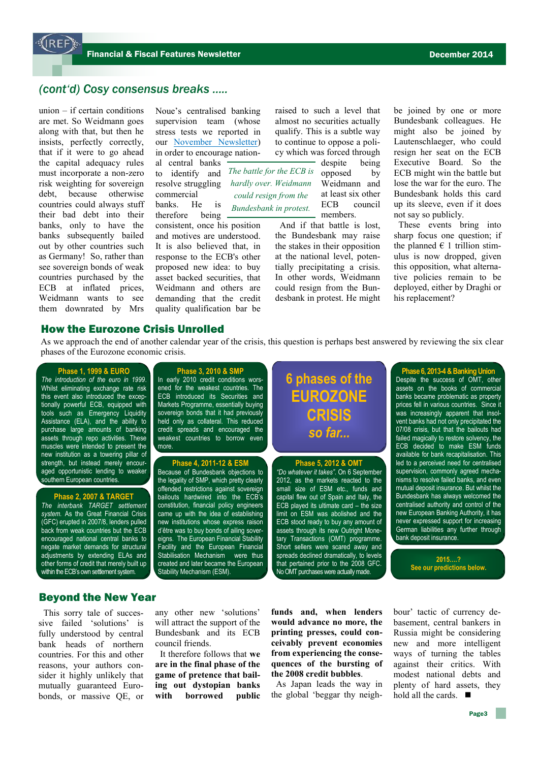## (cont'd) Cosy consensus breaks .....

union – if certain conditions are met. So Weidmann goes along with that, but then he insists, perfectly correctly, that if it were to go ahead the capital adequacy rules must incorporate a non-zero risk weighting for sovereign debt, because otherwise countries could always stuff their bad debt into their banks, only to have the banks subsequently bailed out by other countries such as Germany! So, rather than see sovereign bonds of weak countries purchased by the ECB at inflated prices, Weidmann wants to see them downrated by Mrs Noue's centralised banking supervision team (whose stress tests we reported in our November Newsletter) in order to encourage national central banks to identify and resolve struggling commercial banks. He is therefore being consistent, once his position and motives are understood. It is also believed that, in response to the ECB's other proposed new idea: to buy asset backed securities, that Weidmann and others are demanding that the credit quality qualification bar be raised to such a level that almost no securities actually qualify. This is a subtle way to continue to oppose a policy which was forced through despite being opposed by Weidmann and at least six other ECB council members.

*The battle for the ECB is hardly over. Weidmann could resign from the Bundesbank in protest.*

And if that battle is lost, the Bundesbank may raise the stakes in their opposition at the national level, potentially precipitating a crisis. In other words, Weidmann could resign from the Bundesbank in protest. He might be joined by one or more Bundesbank colleagues. He might also be joined by Lautenschlaeger, who could resign her seat on the ECB Executive Board. So the ECB might win the battle but lose the war for the euro. The Bundesbank holds this card up its sleeve, even if it does not say so publicly.

These events bring into sharp focus one question; if the planned € 1 trillion stimulus is now dropped, given this opposition, what alternative policies remain to be deployed, either by Draghi or his replacement?

## How the Eurozone Crisis Unrolled

As we approach the end of another calendar year of the crisis, this question is perhaps best answered by reviewing the six clear phases of the Eurozone economic crisis.

### 6 phases of the EUROZONE CRISIS so far...

**Phase 1, 1999 & EURO**

*The introduction of the euro in 1999.* Whilst eliminating exchange rate risk this event also introduced the exceptionally powerful ECB, equipped with tools such as Emergency Liquidity Assistance (ELA), and the ability to purchase large amounts of banking assets through repo activities. These muscles were intended to present the new institution as a towering pillar of strength, but instead merely encouraged opportunistic lending to weaker southern European countries.

**Phase 2, 2007 & TARGET**

*The interbank TARGET settlement system.* As the Great Financial Crisis (GFC) erupted in 2007/8, lenders pulled back from weak countries but the ECB encouraged national central banks to negate market demands for structural adjustments by extending ELAs and other forms of credit that merely built up within the ECB's own settlement system.

**Phase 3, 2010 & SMP**

In early 2010 credit conditions worsened for the weakest countries. The ECB introduced its Securities and Markets Programme, essentially buying sovereign bonds that it had previously held only as collateral. This reduced credit spreads and encouraged the weakest countries to borrow even more.

**Phase 4, 2011-12 & ESM**

Because of Bundesbank objections to the legality of SMP, which pretty clearly offended restrictions against sovereign bailouts hardwired into the ECB's constitution, financial policy engineers came up with the idea of establishing new institutions whose express raison d'être was to buy bonds of ailing sovereigns. The European Financial Stability Facility and the European Financial Stabilisation Mechanism were thus created and later became the European Stability Mechanism (ESM).

**Phase 5, 2012 & OMT**

*"Do whatever it takes".* On 6 September 2012, as the markets reacted to the small size of ESM etc., funds and capital flew out of Spain and Italy, the ECB played its ultimate card – the size limit on ESM was abolished and the ECB stood ready to buy any amount of assets through its new Outright Monetary Transactions (OMT) programme. Short sellers were scared away and spreads declined dramatically, to levels that pertained prior to the 2008 GFC. No OMT purchases were actually made.

**Phase 6, 2013-4 & Banking Union**

Despite the success of OMT, other assets on the books of commercial banks became problematic as property prices fell in various countries. Since it was increasingly apparent that insolvent banks had not only precipitated the 07/08 crisis, but that the bailouts had failed magically to restore solvency, the ECB decided to make ESM funds available for bank recapitalisation. This led to a perceived need for centralised supervision, commonly agreed mechanisms to resolve failed banks, and even mutual deposit insurance. But whilst the Bundesbank has always welcomed the centralised authority and control of the new European Banking Authority, it has never expressed support for increasing German liabilities any further through bank deposit insurance.

**2015....?**
**See our predictions below.**

## Beyond the New Year

This sorry tale of successive failed 'solutions' is fully understood by central bank heads of northern countries. For this and other reasons, your authors consider it highly unlikely that mutually guaranteed Eurobonds, or massive QE, or any other new 'solutions' will attract the support of the Bundesbank and its ECB council friends.

It therefore follows that **we are in the final phase of the game of pretence that bailing out dystopian banks with borrowed public funds and, when lenders would advance no more, the printing presses, could conceivably prevent economies from experiencing the consequences of the bursting of the 2008 credit bubbles**.

As Japan leads the way in the global 'beggar thy neighbour' tactic of currency debasement, central bankers in Russia might be considering new and more intelligent ways of turning the tables against their critics. With modest national debts and plenty of hard assets, they hold all the cards. ■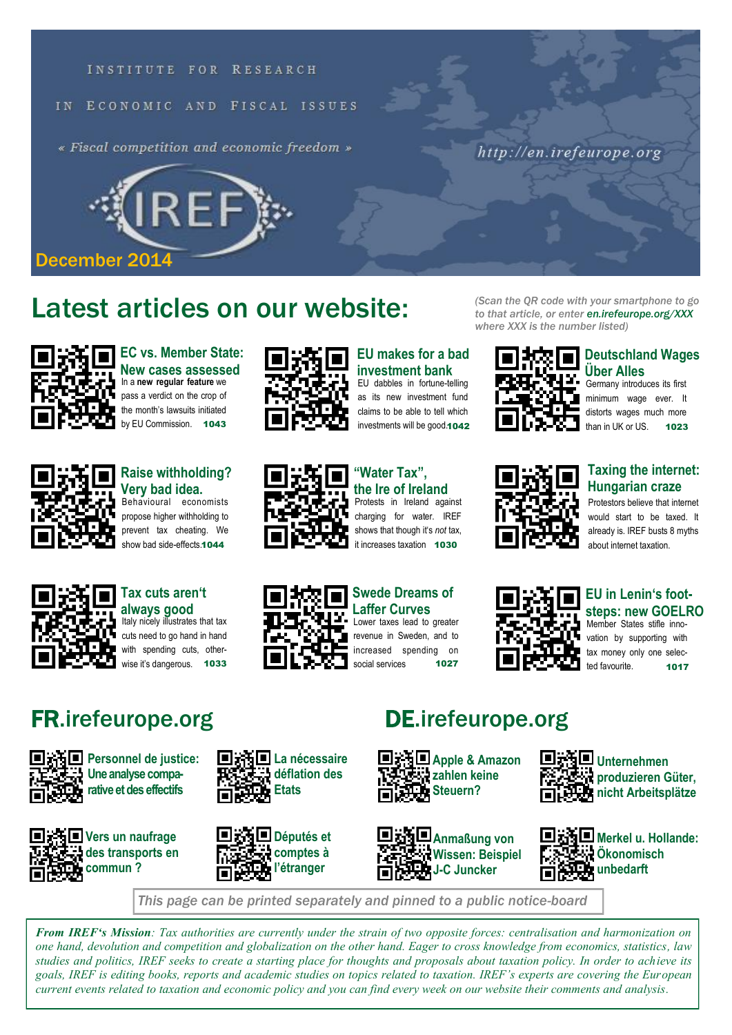INSTITUTE FOR RESEARCH

IN ECONOMIC AND FISCAL ISSUES

*« Fiscal competition and economic freedom »*

*http://en.irefeurope.org*

IREF

December 2014

# Latest articles on our website:

*(Scan the QR code with your smartphone to go to that article, or enter **en.irefeurope.org/XXX** where XXX is the number listed)*

### EC vs. Member State: New cases assessed

In a **new regular feature** we pass a verdict on the crop of the month's lawsuits initiated by EU Commission. **1043**

### EU makes for a bad investment bank

EU dabbles in fortune-telling as its new investment fund claims to be able to tell which investments will be good. **1042**

### Deutschland Wages Über Alles

Germany introduces its first minimum wage ever. It distorts wages much more than in UK or US. **1023**

### Raise withholding? Very bad idea.

Behavioural economists propose higher withholding to prevent tax cheating. We show bad side-effects. **1044**

### "Water Tax", the Ire of Ireland

Protests in Ireland against charging for water. IREF shows that though it's *not* tax, it increases taxation **1030**

### Taxing the internet: Hungarian craze

Protestors believe that internet would start to be taxed. It already is. IREF busts 8 myths about internet taxation.

### Tax cuts aren't always good

Italy nicely illustrates that tax cuts need to go hand in hand with spending cuts, otherwise it's dangerous. **1033**

### Swede Dreams of Laffer Curves

Lower taxes lead to greater revenue in Sweden, and to increased spending on social services **1027**

### EU in Lenin's footsteps: new GOELRO

Member States stifle innovation by supporting with tax money only one selected favourite. **1017**

## FR.irefeurope.org

- Personnel de justice: Une analyse comparative et des effectifs
- La nécessaire déflation des Etats
- Vers un naufrage des transports en commun ?
- Députés et comptes à l'étranger

## DE.irefeurope.org

- Apple & Amazon zahlen keine Steuern?
- Unternehmen produzieren Güter, nicht Arbeitsplätze
- Anmaßung von Wissen: Beispiel J-C Juncker
- Merkel u. Hollande: Ökonomisch unbedarft

*This page can be printed separately and pinned to a public notice-board*

***From IREF's Mission**: Tax authorities are currently under the strain of two opposite forces: centralisation and harmonization on one hand, devolution and competition and globalization on the other hand. Eager to cross knowledge from economics, statistics, law studies and politics, IREF seeks to create a starting place for thoughts and proposals about taxation policy. In order to achieve its goals, IREF is editing books, reports and academic studies on topics related to taxation. IREF's experts are covering the European current events related to taxation and economic policy and you can find every week on our website their comments and analysis.*